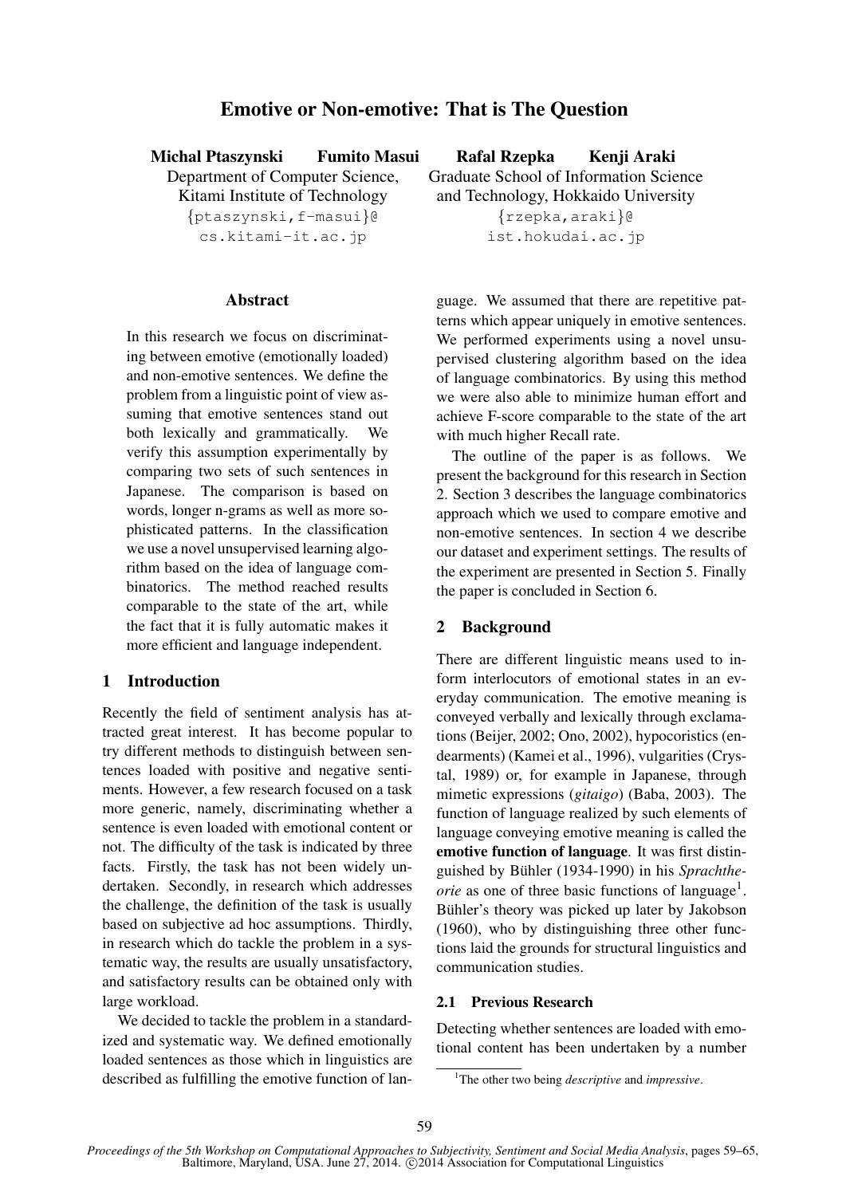# Emotive or Non-emotive: That is The Question

**Michal Ptaszynski Fumito Masui**
Department of Computer Science,
Kitami Institute of Technology
{ptaszynski,f-masui}@
cs.kitami-it.ac.jp

**Rafal Rzepka Kenji Araki**
Graduate School of Information Science
and Technology, Hokkaido University
{rzepka,araki}@
ist.hokudai.ac.jp

## Abstract

In this research we focus on discriminating between emotive (emotionally loaded) and non-emotive sentences. We define the problem from a linguistic point of view assuming that emotive sentences stand out both lexically and grammatically. We verify this assumption experimentally by comparing two sets of such sentences in Japanese. The comparison is based on words, longer n-grams as well as more sophisticated patterns. In the classification we use a novel unsupervised learning algorithm based on the idea of language combinatorics. The method reached results comparable to the state of the art, while the fact that it is fully automatic makes it more efficient and language independent.

## 1 Introduction

Recently the field of sentiment analysis has attracted great interest. It has become popular to try different methods to distinguish between sentences loaded with positive and negative sentiments. However, a few research focused on a task more generic, namely, discriminating whether a sentence is even loaded with emotional content or not. The difficulty of the task is indicated by three facts. Firstly, the task has not been widely undertaken. Secondly, in research which addresses the challenge, the definition of the task is usually based on subjective ad hoc assumptions. Thirdly, in research which do tackle the problem in a systematic way, the results are usually unsatisfactory, and satisfactory results can be obtained only with large workload.

We decided to tackle the problem in a standardized and systematic way. We defined emotionally loaded sentences as those which in linguistics are described as fulfilling the emotive function of language. We assumed that there are repetitive patterns which appear uniquely in emotive sentences. We performed experiments using a novel unsupervised clustering algorithm based on the idea of language combinatorics. By using this method we were also able to minimize human effort and achieve F-score comparable to the state of the art with much higher Recall rate.

The outline of the paper is as follows. We present the background for this research in Section 2. Section 3 describes the language combinatorics approach which we used to compare emotive and non-emotive sentences. In section 4 we describe our dataset and experiment settings. The results of the experiment are presented in Section 5. Finally the paper is concluded in Section 6.

## 2 Background

There are different linguistic means used to inform interlocutors of emotional states in an everyday communication. The emotive meaning is conveyed verbally and lexically through exclamations (Beijer, 2002; Ono, 2002), hypocoristics (endearments) (Kamei et al., 1996), vulgarities (Crystal, 1989) or, for example in Japanese, through mimetic expressions (*gitaigo*) (Baba, 2003). The function of language realized by such elements of language conveying emotive meaning is called the **emotive function of language**. It was first distinguished by Bühler (1934-1990) in his *Sprachtheorie* as one of three basic functions of language[1]. Bühler's theory was picked up later by Jakobson (1960), who by distinguishing three other functions laid the grounds for structural linguistics and communication studies.

### 2.1 Previous Research

Detecting whether sentences are loaded with emotional content has been undertaken by a number

[1]The other two being *descriptive* and *impressive*.

*Proceedings of the 5th Workshop on Computational Approaches to Subjectivity, Sentiment and Social Media Analysis*, pages 59–65, Baltimore, Maryland, USA. June 27, 2014. ©2014 Association for Computational Linguistics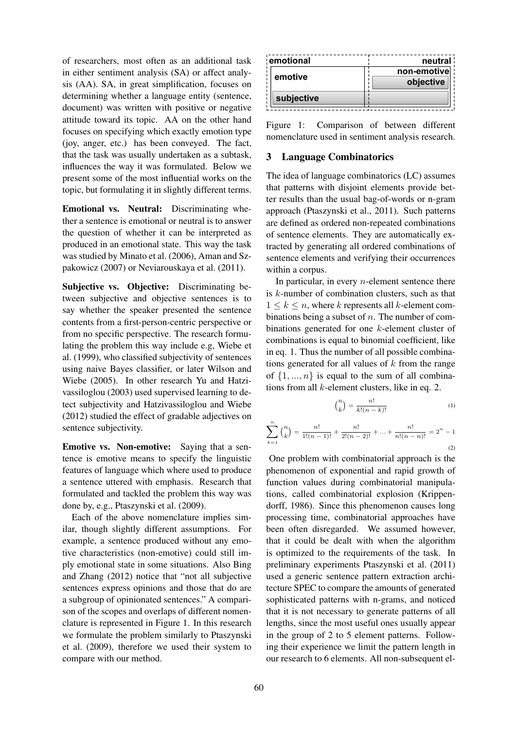of researchers, most often as an additional task in either sentiment analysis (SA) or affect analysis (AA). SA, in great simplification, focuses on determining whether a language entity (sentence, document) was written with positive or negative attitude toward its topic. AA on the other hand focuses on specifying which exactly emotion type (joy, anger, etc.) has been conveyed. The fact, that the task was usually undertaken as a subtask, influences the way it was formulated. Below we present some of the most influential works on the topic, but formulating it in slightly different terms.

**Emotional vs. Neutral:** Discriminating whether a sentence is emotional or neutral is to answer the question of whether it can be interpreted as produced in an emotional state. This way the task was studied by Minato et al. (2006), Aman and Szpakowicz (2007) or Neviarouskaya et al. (2011).

**Subjective vs. Objective:** Discriminating between subjective and objective sentences is to say whether the speaker presented the sentence contents from a first-person-centric perspective or from no specific perspective. The research formulating the problem this way include e.g, Wiebe et al. (1999), who classified subjectivity of sentences using naive Bayes classifier, or later Wilson and Wiebe (2005). In other research Yu and Hatzivassiloglou (2003) used supervised learning to detect subjectivity and Hatzivassiloglou and Wiebe (2012) studied the effect of gradable adjectives on sentence subjectivity.

**Emotive vs. Non-emotive:** Saying that a sentence is emotive means to specify the linguistic features of language which where used to produce a sentence uttered with emphasis. Research that formulated and tackled the problem this way was done by, e.g., Ptaszynski et al. (2009).

Each of the above nomenclature implies similar, though slightly different assumptions. For example, a sentence produced without any emotive characteristics (non-emotive) could still imply emotional state in some situations. Also Bing and Zhang (2012) notice that "not all subjective sentences express opinions and those that do are a subgroup of opinionated sentences." A comparison of the scopes and overlaps of different nomenclature is represented in Figure 1. In this research we formulate the problem similarly to Ptaszynski et al. (2009), therefore we used their system to compare with our method.

| emotional | neutral |
|---|---|
| emotive | non-emotive |
| | objective |
| subjective | |

Figure 1: Comparison of between different nomenclature used in sentiment analysis research.

## 3 Language Combinatorics

The idea of language combinatorics (LC) assumes that patterns with disjoint elements provide better results than the usual bag-of-words or n-gram approach (Ptaszynski et al., 2011). Such patterns are defined as ordered non-repeated combinations of sentence elements. They are automatically extracted by generating all ordered combinations of sentence elements and verifying their occurrences within a corpus.

In particular, in every $n$-element sentence there is $k$-number of combination clusters, such as that $1 \leq k \leq n$, where $k$ represents all $k$-element combinations being a subset of $n$. The number of combinations generated for one $k$-element cluster of combinations is equal to binomial coefficient, like in eq. 1. Thus the number of all possible combinations generated for all values of $k$ from the range of $\{1, ..., n\}$ is equal to the sum of all combinations from all $k$-element clusters, like in eq. 2.

$$\binom{n}{k} = \frac{n!}{k!(n-k)!} \tag{1}$$

$$\sum_{k=1}^{n} \binom{n}{k} = \frac{n!}{1!(n-1)!} + \frac{n!}{2!(n-2)!} + ... + \frac{n!}{n!(n-n)!} = 2^n - 1 \tag{2}$$

One problem with combinatorial approach is the phenomenon of exponential and rapid growth of function values during combinatorial manipulations, called combinatorial explosion (Krippendorff, 1986). Since this phenomenon causes long processing time, combinatorial approaches have been often disregarded. We assumed however, that it could be dealt with when the algorithm is optimized to the requirements of the task. In preliminary experiments Ptaszynski et al. (2011) used a generic sentence pattern extraction architecture SPEC to compare the amounts of generated sophisticated patterns with n-grams, and noticed that it is not necessary to generate patterns of all lengths, since the most useful ones usually appear in the group of 2 to 5 element patterns. Following their experience we limit the pattern length in our research to 6 elements. All non-subsequent el-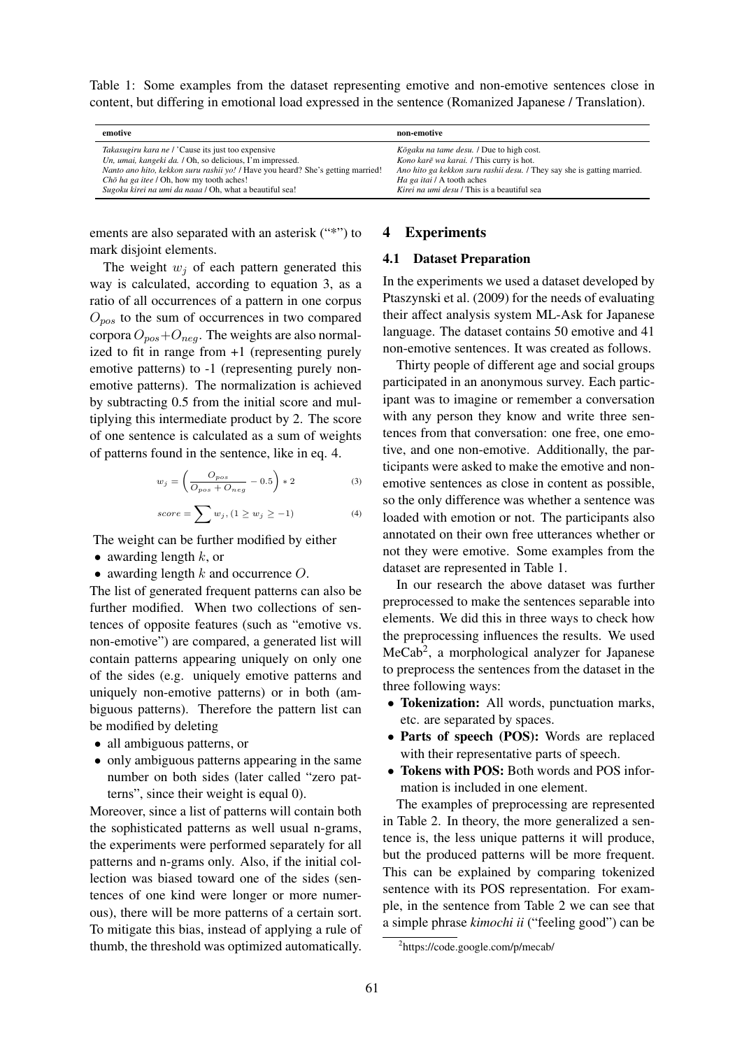Table 1: Some examples from the dataset representing emotive and non-emotive sentences close in content, but differing in emotional load expressed in the sentence (Romanized Japanese / Translation).

| emotive | non-emotive |
|---|---|
| *Takasugiru kara ne* / 'Cause its just too expensive | *Kōgaku na tame desu.* / Due to high cost. |
| *Un, umai, kangeki da.* / Oh, so delicious, I'm impressed. | *Kono karē wa karai.* / This curry is hot. |
| *Nanto ano hito, kekkon suru rashii yo!* / Have you heard? She's getting married! | *Ano hito ga kekkon suru rashii desu.* / They say she is gatting married. |
| *Chō ha ga itee* / Oh, how my tooth aches! | *Ha ga itai* / A tooth aches |
| *Sugoku kirei na umi da naaa* / Oh, what a beautiful sea! | *Kirei na umi desu* / This is a beautiful sea |

ements are also separated with an asterisk ("*") to mark disjoint elements.

The weight $w_j$ of each pattern generated this way is calculated, according to equation 3, as a ratio of all occurrences of a pattern in one corpus $O_{pos}$ to the sum of occurrences in two compared corpora $O_{pos}+O_{neg}$. The weights are also normalized to fit in range from +1 (representing purely emotive patterns) to -1 (representing purely non-emotive patterns). The normalization is achieved by subtracting 0.5 from the initial score and multiplying this intermediate product by 2. The score of one sentence is calculated as a sum of weights of patterns found in the sentence, like in eq. 4.

$$w_j = \left( \frac{O_{pos}}{O_{pos} + O_{neg}} - 0.5 \right) * 2 \tag{3}$$

$$score = \sum w_j, (1 \geq w_j \geq -1) \tag{4}$$

The weight can be further modified by either

- awarding length $k$, or
- awarding length $k$ and occurrence $O$.

The list of generated frequent patterns can also be further modified. When two collections of sentences of opposite features (such as "emotive vs. non-emotive") are compared, a generated list will contain patterns appearing uniquely on only one of the sides (e.g. uniquely emotive patterns and uniquely non-emotive patterns) or in both (ambiguous patterns). Therefore the pattern list can be modified by deleting

- all ambiguous patterns, or
- only ambiguous patterns appearing in the same number on both sides (later called "zero patterns", since their weight is equal 0).

Moreover, since a list of patterns will contain both the sophisticated patterns as well usual n-grams, the experiments were performed separately for all patterns and n-grams only. Also, if the initial collection was biased toward one of the sides (sentences of one kind were longer or more numerous), there will be more patterns of a certain sort. To mitigate this bias, instead of applying a rule of thumb, the threshold was optimized automatically.

## 4 Experiments

### 4.1 Dataset Preparation

In the experiments we used a dataset developed by Ptaszynski et al. (2009) for the needs of evaluating their affect analysis system ML-Ask for Japanese language. The dataset contains 50 emotive and 41 non-emotive sentences. It was created as follows.

Thirty people of different age and social groups participated in an anonymous survey. Each participant was to imagine or remember a conversation with any person they know and write three sentences from that conversation: one free, one emotive, and one non-emotive. Additionally, the participants were asked to make the emotive and non-emotive sentences as close in content as possible, so the only difference was whether a sentence was loaded with emotion or not. The participants also annotated on their own free utterances whether or not they were emotive. Some examples from the dataset are represented in Table 1.

In our research the above dataset was further preprocessed to make the sentences separable into elements. We did this in three ways to check how the preprocessing influences the results. We used MeCab[2], a morphological analyzer for Japanese to preprocess the sentences from the dataset in the three following ways:

- **Tokenization:** All words, punctuation marks, etc. are separated by spaces.
- **Parts of speech (POS):** Words are replaced with their representative parts of speech.
- **Tokens with POS:** Both words and POS information is included in one element.

The examples of preprocessing are represented in Table 2. In theory, the more generalized a sentence is, the less unique patterns it will produce, but the produced patterns will be more frequent. This can be explained by comparing tokenized sentence with its POS representation. For example, in the sentence from Table 2 we can see that a simple phrase *kimochi ii* ("feeling good") can be

[2]https://code.google.com/p/mecab/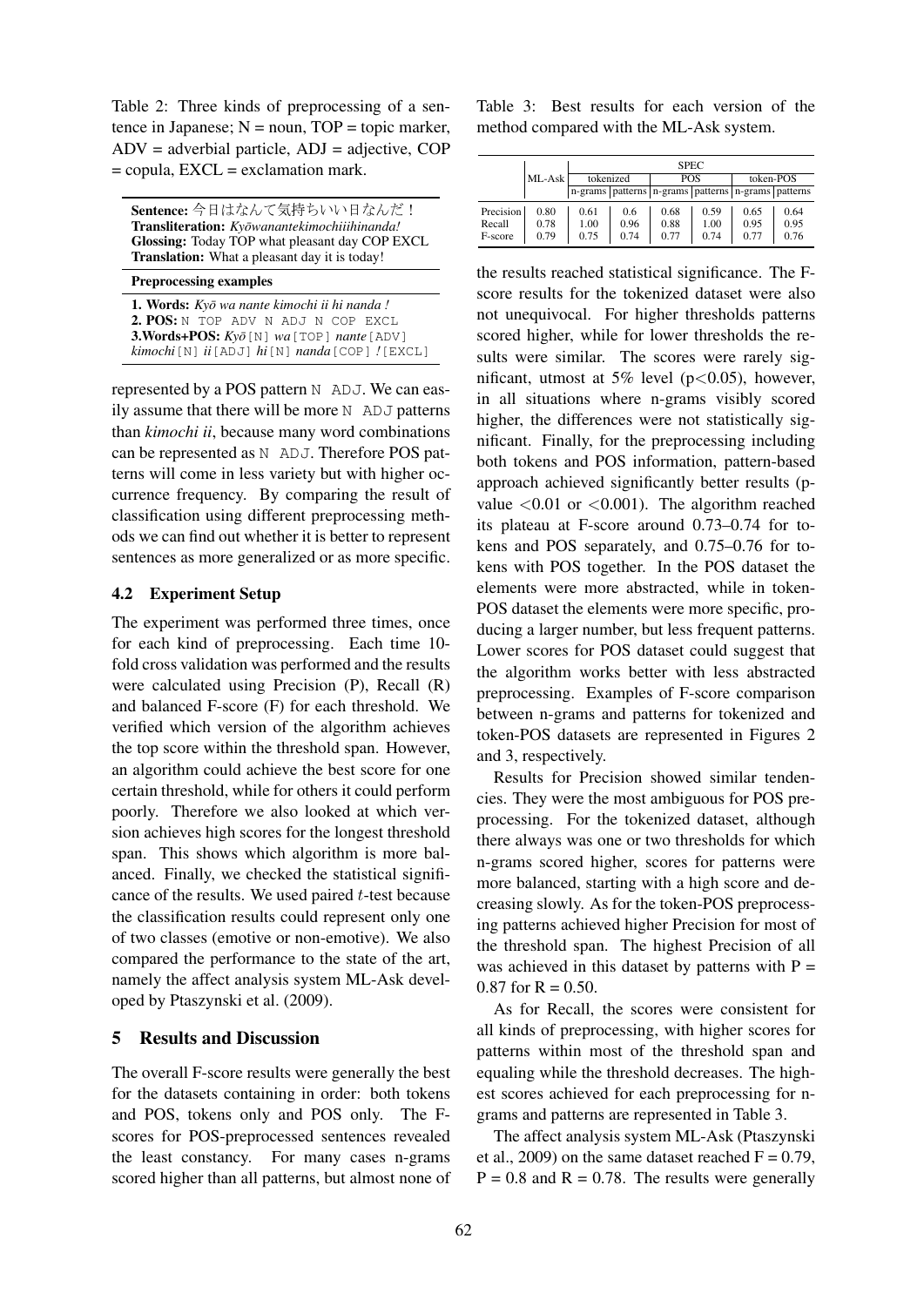Table 2: Three kinds of preprocessing of a sentence in Japanese; N = noun, TOP = topic marker, ADV = adverbial particle, ADJ = adjective, COP = copula, EXCL = exclamation mark.

| |
|---|
| **Sentence:** 今日はなんて気持ちいい日なんだ！ |
| **Transliteration:** *Kyōwanantekimochiiihinanda!* |
| **Glossing:** Today TOP what pleasant day COP EXCL |
| **Translation:** What a pleasant day it is today! |
| **Preprocessing examples** |
| **1. Words:** *Kyō wa nante kimochi ii hi nanda !* |
| **2. POS:** N TOP ADV N ADJ N COP EXCL |
| **3.Words+POS:** *Kyō*[N] *wa*[TOP] *nante*[ADV] *kimochi*[N] *ii*[ADJ] *hi*[N] *nanda*[COP] *!*[EXCL] |

represented by a POS pattern N ADJ. We can easily assume that there will be more N ADJ patterns than *kimochi ii*, because many word combinations can be represented as N ADJ. Therefore POS patterns will come in less variety but with higher occurrence frequency. By comparing the result of classification using different preprocessing methods we can find out whether it is better to represent sentences as more generalized or as more specific.

## 4.2 Experiment Setup

The experiment was performed three times, once for each kind of preprocessing. Each time 10-fold cross validation was performed and the results were calculated using Precision (P), Recall (R) and balanced F-score (F) for each threshold. We verified which version of the algorithm achieves the top score within the threshold span. However, an algorithm could achieve the best score for one certain threshold, while for others it could perform poorly. Therefore we also looked at which version achieves high scores for the longest threshold span. This shows which algorithm is more balanced. Finally, we checked the statistical significance of the results. We used paired $t$-test because the classification results could represent only one of two classes (emotive or non-emotive). We also compared the performance to the state of the art, namely the affect analysis system ML-Ask developed by Ptaszynski et al. (2009).

# 5 Results and Discussion

The overall F-score results were generally the best for the datasets containing in order: both tokens and POS, tokens only and POS only. The F-scores for POS-preprocessed sentences revealed the least constancy. For many cases n-grams scored higher than all patterns, but almost none of the results reached statistical significance. The F-score results for the tokenized dataset were also not unequivocal. For higher thresholds patterns scored higher, while for lower thresholds the results were similar. The scores were rarely significant, utmost at 5% level ($p<0.05$), however, in all situations where n-grams visibly scored higher, the differences were not statistically significant. Finally, for the preprocessing including both tokens and POS information, pattern-based approach achieved significantly better results (p-value $<0.01$ or $<0.001$). The algorithm reached its plateau at F-score around 0.73–0.74 for tokens and POS separately, and 0.75–0.76 for tokens with POS together. In the POS dataset the elements were more abstracted, while in token-POS dataset the elements were more specific, producing a larger number, but less frequent patterns. Lower scores for POS dataset could suggest that the algorithm works better with less abstracted preprocessing. Examples of F-score comparison between n-grams and patterns for tokenized and token-POS datasets are represented in Figures 2 and 3, respectively.

Results for Precision showed similar tendencies. They were the most ambiguous for POS preprocessing. For the tokenized dataset, although there always was one or two thresholds for which n-grams scored higher, scores for patterns were more balanced, starting with a high score and decreasing slowly. As for the token-POS preprocessing patterns achieved higher Precision for most of the threshold span. The highest Precision of all was achieved in this dataset by patterns with P = 0.87 for R = 0.50.

As for Recall, the scores were consistent for all kinds of preprocessing, with higher scores for patterns within most of the threshold span and equaling while the threshold decreases. The highest scores achieved for each preprocessing for n-grams and patterns are represented in Table 3.

Table 3: Best results for each version of the method compared with the ML-Ask system.

| | ML-Ask | SPEC | | | | | |
|---|---|---|---|---|---|---|---|
| | | tokenized | | POS | | token-POS | |
| | | n-grams | patterns | n-grams | patterns | n-grams | patterns |
| Precision | 0.80 | 0.61 | 0.6 | 0.68 | 0.59 | 0.65 | 0.64 |
| Recall | 0.78 | 1.00 | 0.96 | 0.88 | 1.00 | 0.95 | 0.95 |
| F-score | 0.79 | 0.75 | 0.74 | 0.77 | 0.74 | 0.77 | 0.76 |

The affect analysis system ML-Ask (Ptaszynski et al., 2009) on the same dataset reached F = 0.79, P = 0.8 and R = 0.78. The results were generally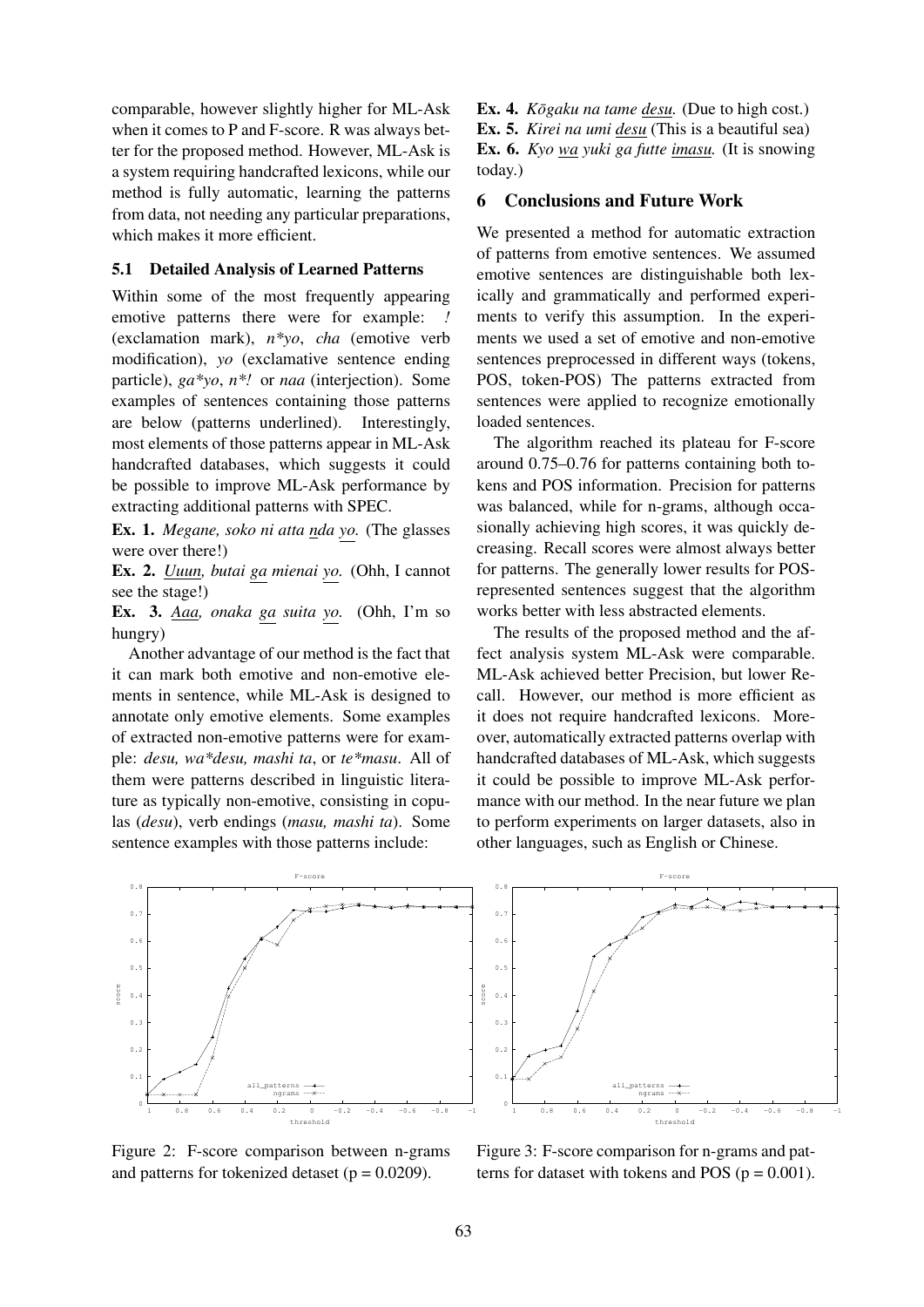comparable, however slightly higher for ML-Ask when it comes to P and F-score. R was always better for the proposed method. However, ML-Ask is a system requiring handcrafted lexicons, while our method is fully automatic, learning the patterns from data, not needing any particular preparations, which makes it more efficient.

### 5.1 Detailed Analysis of Learned Patterns

Within some of the most frequently appearing emotive patterns there were for example: *!* (exclamation mark), *n*yo*, *cha* (emotive verb modification), *yo* (exclamative sentence ending particle), *ga*yo*, *n*!* or *naa* (interjection). Some examples of sentences containing those patterns are below (patterns underlined). Interestingly, most elements of those patterns appear in ML-Ask handcrafted databases, which suggests it could be possible to improve ML-Ask performance by extracting additional patterns with SPEC.

**Ex. 1.** *Megane, soko ni atta nda yo.* (The glasses were over there!)

**Ex. 2.** *Uuun, butai ga mienai yo.* (Ohh, I cannot see the stage!)

**Ex. 3.** *Aaa, onaka ga suita yo.* (Ohh, I'm so hungry)

Another advantage of our method is the fact that it can mark both emotive and non-emotive elements in sentence, while ML-Ask is designed to annotate only emotive elements. Some examples of extracted non-emotive patterns were for example: *desu, wa*desu, mashi ta*, or *te*masu*. All of them were patterns described in linguistic literature as typically non-emotive, consisting in copulas (*desu*), verb endings (*masu, mashi ta*). Some sentence examples with those patterns include:

**Ex. 4.** *Kōgaku na tame desu.* (Due to high cost.)

**Ex. 5.** *Kirei na umi desu* (This is a beautiful sea)

**Ex. 6.** *Kyo wa yuki ga futte imasu.* (It is snowing today.)

## 6 Conclusions and Future Work

We presented a method for automatic extraction of patterns from emotive sentences. We assumed emotive sentences are distinguishable both lexically and grammatically and performed experiments to verify this assumption. In the experiments we used a set of emotive and non-emotive sentences preprocessed in different ways (tokens, POS, token-POS) The patterns extracted from sentences were applied to recognize emotionally loaded sentences.

The algorithm reached its plateau for F-score around 0.75–0.76 for patterns containing both tokens and POS information. Precision for patterns was balanced, while for n-grams, although occasionally achieving high scores, it was quickly decreasing. Recall scores were almost always better for patterns. The generally lower results for POS-represented sentences suggest that the algorithm works better with less abstracted elements.

The results of the proposed method and the affect analysis system ML-Ask were comparable. ML-Ask achieved better Precision, but lower Recall. However, our method is more efficient as it does not require handcrafted lexicons. Moreover, automatically extracted patterns overlap with handcrafted databases of ML-Ask, which suggests it could be possible to improve ML-Ask performance with our method. In the near future we plan to perform experiments on larger datasets, also in other languages, such as English or Chinese.

Figure 2: F-score comparison between n-grams and patterns for tokenized detaset ($p = 0.0209$).

Figure 3: F-score comparison for n-grams and patterns for dataset with tokens and POS ($p = 0.001$).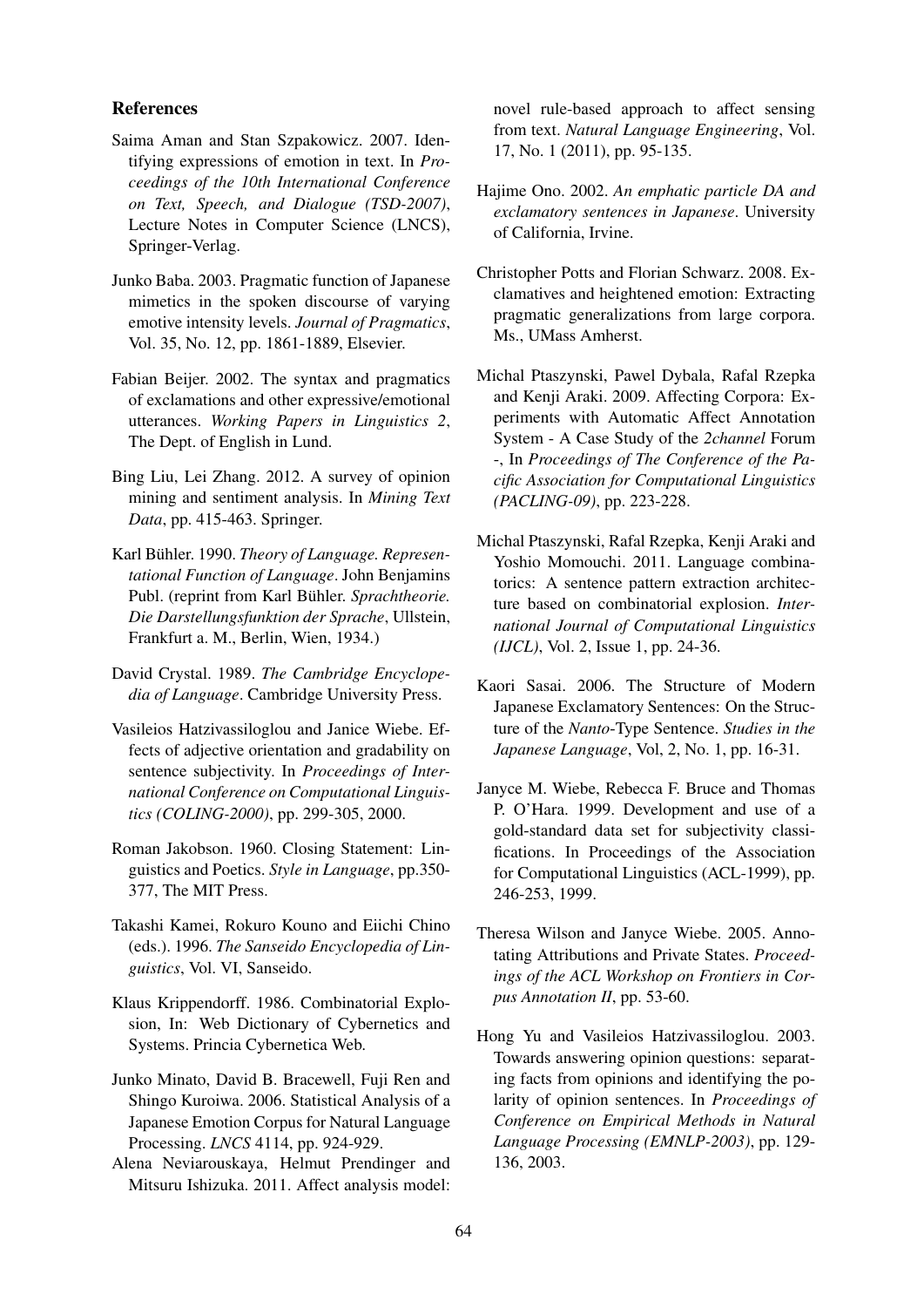## References

Saima Aman and Stan Szpakowicz. 2007. Identifying expressions of emotion in text. In *Proceedings of the 10th International Conference on Text, Speech, and Dialogue (TSD-2007)*, Lecture Notes in Computer Science (LNCS), Springer-Verlag.

Junko Baba. 2003. Pragmatic function of Japanese mimetics in the spoken discourse of varying emotive intensity levels. *Journal of Pragmatics*, Vol. 35, No. 12, pp. 1861-1889, Elsevier.

Fabian Beijer. 2002. The syntax and pragmatics of exclamations and other expressive/emotional utterances. *Working Papers in Linguistics 2*, The Dept. of English in Lund.

Bing Liu, Lei Zhang. 2012. A survey of opinion mining and sentiment analysis. In *Mining Text Data*, pp. 415-463. Springer.

Karl Bühler. 1990. *Theory of Language. Representational Function of Language*. John Benjamins Publ. (reprint from Karl Bühler. *Sprachtheorie. Die Darstellungsfunktion der Sprache*, Ullstein, Frankfurt a. M., Berlin, Wien, 1934.)

David Crystal. 1989. *The Cambridge Encyclopedia of Language*. Cambridge University Press.

Vasileios Hatzivassiloglou and Janice Wiebe. Effects of adjective orientation and gradability on sentence subjectivity. In *Proceedings of International Conference on Computational Linguistics (COLING-2000)*, pp. 299-305, 2000.

Roman Jakobson. 1960. Closing Statement: Linguistics and Poetics. *Style in Language*, pp.350-377, The MIT Press.

Takashi Kamei, Rokuro Kouno and Eiichi Chino (eds.). 1996. *The Sanseido Encyclopedia of Linguistics*, Vol. VI, Sanseido.

Klaus Krippendorff. 1986. Combinatorial Explosion, In: Web Dictionary of Cybernetics and Systems. Princia Cybernetica Web.

Junko Minato, David B. Bracewell, Fuji Ren and Shingo Kuroiwa. 2006. Statistical Analysis of a Japanese Emotion Corpus for Natural Language Processing. *LNCS* 4114, pp. 924-929.

Alena Neviarouskaya, Helmut Prendinger and Mitsuru Ishizuka. 2011. Affect analysis model: novel rule-based approach to affect sensing from text. *Natural Language Engineering*, Vol. 17, No. 1 (2011), pp. 95-135.

Hajime Ono. 2002. *An emphatic particle DA and exclamatory sentences in Japanese*. University of California, Irvine.

Christopher Potts and Florian Schwarz. 2008. Exclamatives and heightened emotion: Extracting pragmatic generalizations from large corpora. Ms., UMass Amherst.

Michal Ptaszynski, Pawel Dybala, Rafal Rzepka and Kenji Araki. 2009. Affecting Corpora: Experiments with Automatic Affect Annotation System - A Case Study of the *2channel* Forum -, In *Proceedings of The Conference of the Pacific Association for Computational Linguistics (PACLING-09)*, pp. 223-228.

Michal Ptaszynski, Rafal Rzepka, Kenji Araki and Yoshio Momouchi. 2011. Language combinatorics: A sentence pattern extraction architecture based on combinatorial explosion. *International Journal of Computational Linguistics (IJCL)*, Vol. 2, Issue 1, pp. 24-36.

Kaori Sasai. 2006. The Structure of Modern Japanese Exclamatory Sentences: On the Structure of the *Nanto*-Type Sentence. *Studies in the Japanese Language*, Vol, 2, No. 1, pp. 16-31.

Janyce M. Wiebe, Rebecca F. Bruce and Thomas P. O'Hara. 1999. Development and use of a gold-standard data set for subjectivity classifications. In Proceedings of the Association for Computational Linguistics (ACL-1999), pp. 246-253, 1999.

Theresa Wilson and Janyce Wiebe. 2005. Annotating Attributions and Private States. *Proceedings of the ACL Workshop on Frontiers in Corpus Annotation II*, pp. 53-60.

Hong Yu and Vasileios Hatzivassiloglou. 2003. Towards answering opinion questions: separating facts from opinions and identifying the polarity of opinion sentences. In *Proceedings of Conference on Empirical Methods in Natural Language Processing (EMNLP-2003)*, pp. 129-136, 2003.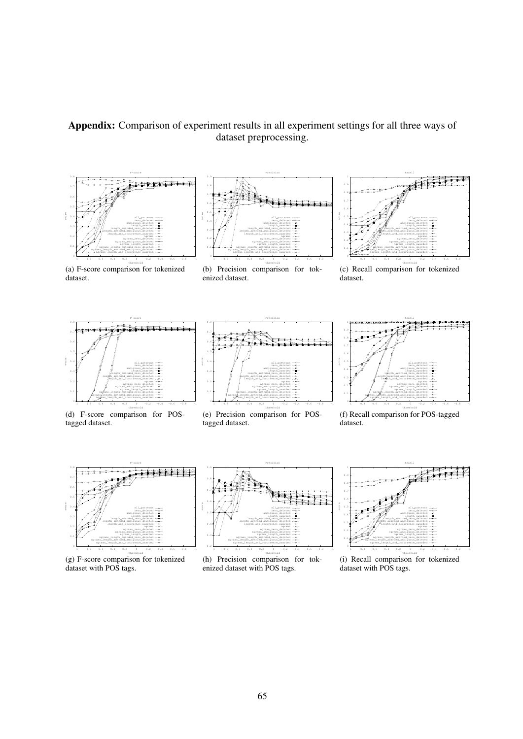**Appendix:** Comparison of experiment results in all experiment settings for all three ways of dataset preprocessing.

F-score

score

threshold

all_patterns
zero_deleted
ambiguous_deleted
length_awarded
length_awarded_zero_deleted
length_awarded_ambiguous_deleted
length_and_occurrence_awarded
ngrams
ngrams_zero_deleted
ngrams_ambiguous_deleted
ngrams_length_awarded
ngrams_length_awarded_zero_deleted
ngrams_length_awarded_ambiguous_deleted
ngrams_length_and_occurrence_awarded

(a) F-score comparison for tokenized dataset.

(b) Precision comparison for tokenized dataset.

(c) Recall comparison for tokenized dataset.

(d) F-score comparison for POS-tagged dataset.

(e) Precision comparison for POS-tagged dataset.

(f) Recall comparison for POS-tagged dataset.

(g) F-score comparison for tokenized dataset with POS tags.

(h) Precision comparison for tokenized dataset with POS tags.

(i) Recall comparison for tokenized dataset with POS tags.